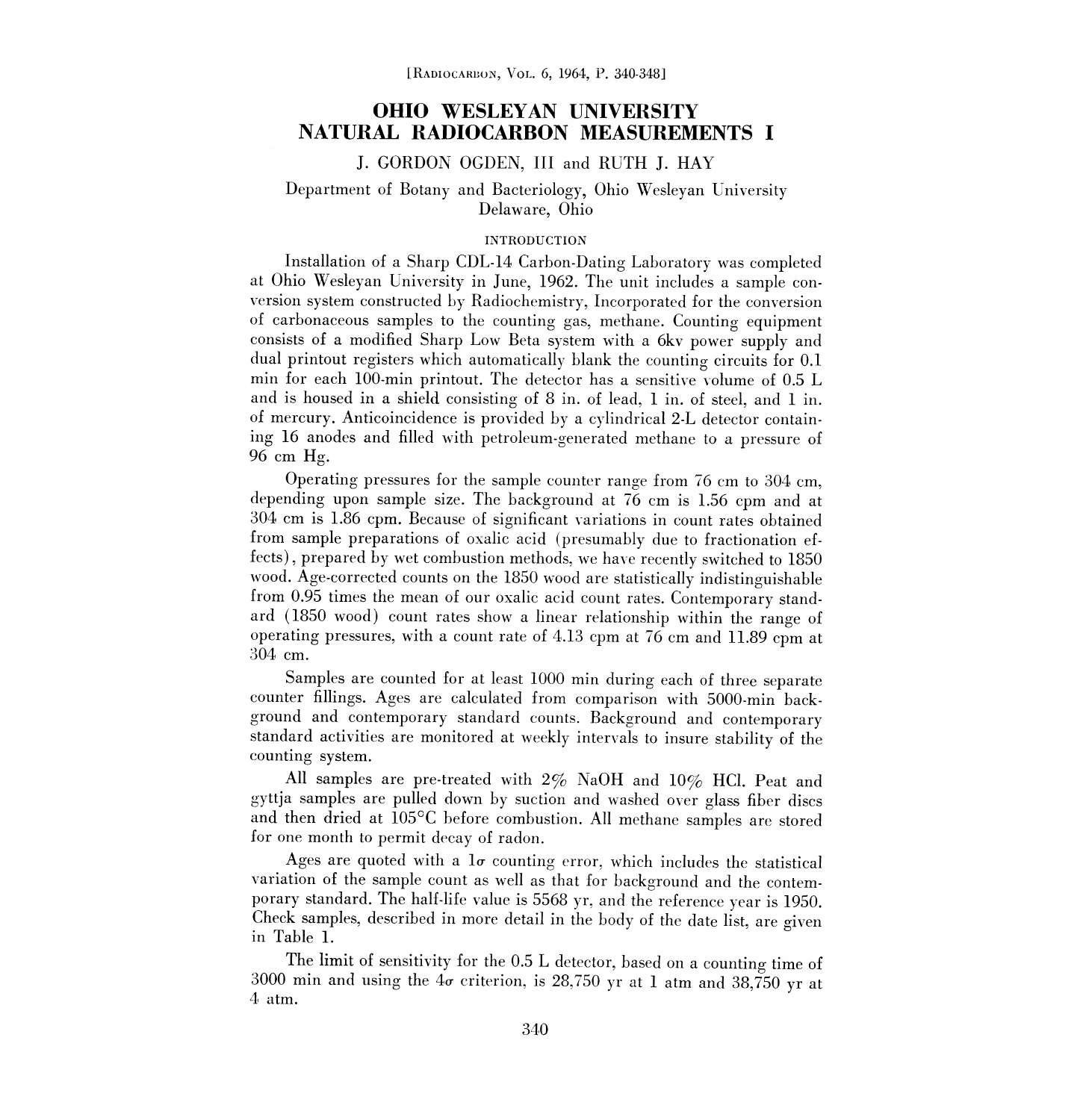# OHIO WESLEYAN UNIVERSITY NATURAL RADIOCARBON MEASUREMENTS I

J. GORDON OGDEN, III and RUTH J. HAY

Department of Botany and Bacteriology, Ohio Wesleyan University
Delaware, Ohio

## INTRODUCTION

Installation of a Sharp CDL-14 Carbon-Dating Laboratory was completed at Ohio Wesleyan University in June, 1962. The unit includes a sample conversion system constructed by Radiochemistry, Incorporated for the conversion of carbonaceous samples to the counting gas, methane. Counting equipment consists of a modified Sharp Low Beta system with a 6kv power supply and dual printout registers which automatically blank the counting circuits for 0.1 min for each 100-min printout. The detector has a sensitive volume of 0.5 L and is housed in a shield consisting of 8 in. of lead, 1 in. of steel, and 1 in. of mercury. Anticoincidence is provided by a cylindrical 2-L detector containing 16 anodes and filled with petroleum-generated methane to a pressure of 96 cm Hg.

Operating pressures for the sample counter range from 76 cm to 304 cm, depending upon sample size. The background at 76 cm is 1.56 cpm and at 304 cm is 1.86 cpm. Because of significant variations in count rates obtained from sample preparations of oxalic acid (presumably due to fractionation effects), prepared by wet combustion methods, we have recently switched to 1850 wood. Age-corrected counts on the 1850 wood are statistically indistinguishable from 0.95 times the mean of our oxalic acid count rates. Contemporary standard (1850 wood) count rates show a linear relationship within the range of operating pressures, with a count rate of 4.13 cpm at 76 cm and 11.89 cpm at 304 cm.

Samples are counted for at least 1000 min during each of three separate counter fillings. Ages are calculated from comparison with 5000-min background and contemporary standard counts. Background and contemporary standard activities are monitored at weekly intervals to insure stability of the counting system.

All samples are pre-treated with 2% NaOH and 10% HCl. Peat and gyttja samples are pulled down by suction and washed over glass fiber discs and then dried at 105°C before combustion. All methane samples are stored for one month to permit decay of radon.

Ages are quoted with a $1\sigma$ counting error, which includes the statistical variation of the sample count as well as that for background and the contemporary standard. The half-life value is 5568 yr, and the reference year is 1950. Check samples, described in more detail in the body of the date list, are given in Table 1.

The limit of sensitivity for the 0.5 L detector, based on a counting time of 3000 min and using the $4\sigma$ criterion, is 28,750 yr at 1 atm and 38,750 yr at 4 atm.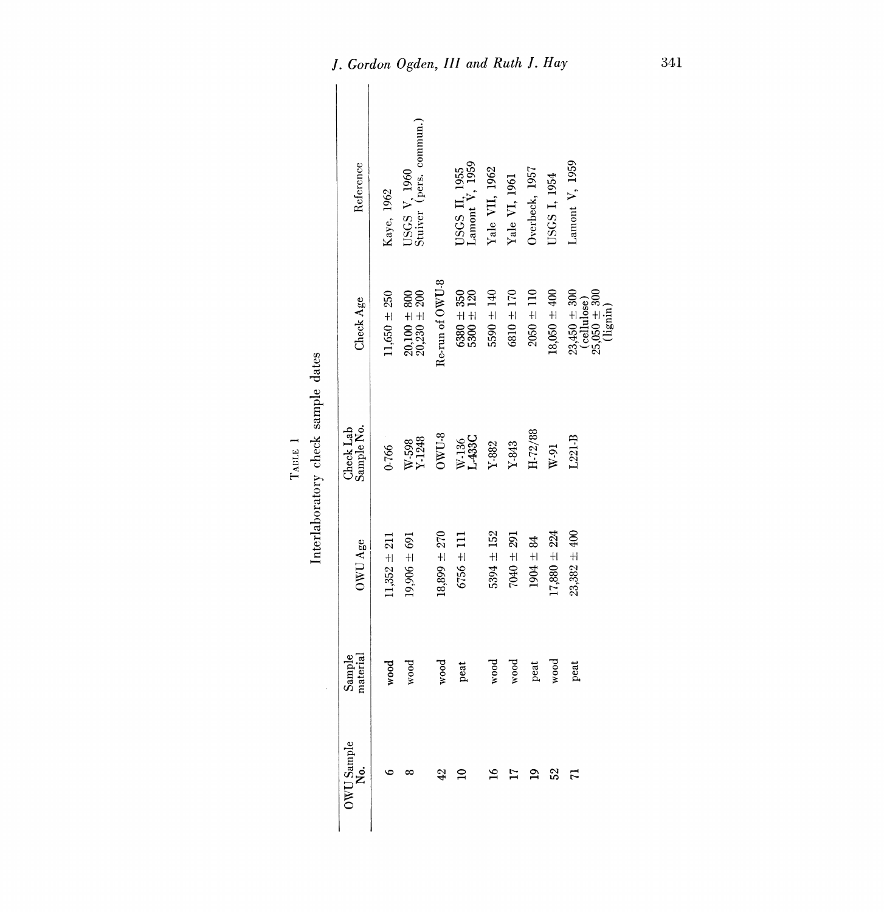TABLE 1

Interlaboratory check sample dates

| OWU Sample No. | Sample material | OWU Age | Check Lab Sample No. | Check Age | Reference |
|---|---|---|---|---|---|
| 6 | wood | 11,352 ± 211 | 0-766 | 11,650 ± 250 | Kaye, 1962 |
| 8 | wood | 19,906 ± 691 | W-598<br>Y-1248 | 20,100 ± 800<br>20,230 ± 200 | USGS V, 1960<br>Stuiver (pers. commun.) |
| 42 | wood | 18,899 ± 270 | OWU-8 | Re-run of OWU-8 | |
| 10 | peat | 6756 ± 111 | W-136<br>L-433C | 6380 ± 350<br>5300 ± 120 | USGS II, 1955<br>Lamont V, 1959 |
| 16 | wood | 5394 ± 152 | Y-882 | 5590 ± 140 | Yale VII, 1962 |
| 17 | wood | 7040 ± 291 | Y-843 | 6810 ± 170 | Yale VI, 1961 |
| 19 | peat | 1904 ± 84 | H-72/88 | 2050 ± 110 | Overbeck, 1957 |
| 52 | wood | 17,880 ± 224 | W-91 | 18,050 ± 400 | USGS I, 1954 |
| 71 | peat | 23,382 ± 400 | L221-B | 23,450 ± 300 (cellulose)<br>25,050 ± 300 (lignin) | Lamont V, 1959 |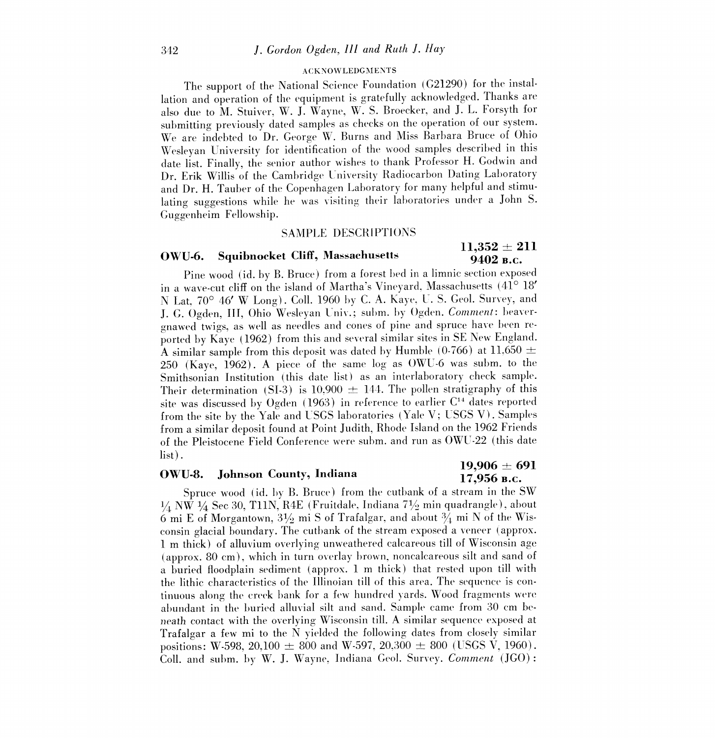### ACKNOWLEDGMENTS

The support of the National Science Foundation (G21290) for the installation and operation of the equipment is gratefully acknowledged. Thanks are also due to M. Stuiver, W. J. Wayne, W. S. Broecker, and J. L. Forsyth for submitting previously dated samples as checks on the operation of our system. We are indebted to Dr. George W. Burns and Miss Barbara Bruce of Ohio Wesleyan University for identification of the wood samples described in this date list. Finally, the senior author wishes to thank Professor H. Godwin and Dr. Erik Willis of the Cambridge University Radiocarbon Dating Laboratory and Dr. H. Tauber of the Copenhagen Laboratory for many helpful and stimulating suggestions while he was visiting their laboratories under a John S. Guggenheim Fellowship.

## SAMPLE DESCRIPTIONS

### OWU-6. Squibnocket Cliff, Massachusetts

**11,352 ± 211**
**9402 B.C.**

Pine wood (id. by B. Bruce) from a forest bed in a limnic section exposed in a wave-cut cliff on the island of Martha's Vineyard, Massachusetts (41° 18′ N Lat, 70° 46′ W Long). Coll. 1960 by C. A. Kaye, U. S. Geol. Survey, and J. G. Ogden, III, Ohio Wesleyan Univ.; subm. by Ogden. *Comment*: beaver-gnawed twigs, as well as needles and cones of pine and spruce have been reported by Kaye (1962) from this and several similar sites in SE New England. A similar sample from this deposit was dated by Humble (0-766) at 11,650 ± 250 (Kaye, 1962). A piece of the same log as OWU-6 was subm. to the Smithsonian Institution (this date list) as an interlaboratory check sample. Their determination (SI-3) is 10,900 ± 144. The pollen stratigraphy of this site was discussed by Ogden (1963) in reference to earlier $C^{14}$ dates reported from the site by the Yale and USGS laboratories (Yale V; USGS V). Samples from a similar deposit found at Point Judith, Rhode Island on the 1962 Friends of the Pleistocene Field Conference were subm. and run as OWU-22 (this date list).

### OWU-8. Johnson County, Indiana

**19,906 ± 691**
**17,956 B.C.**

Spruce wood (id. by B. Bruce) from the cutbank of a stream in the SW ¼ NW ¼ Sec 30, T11N, R4E (Fruitdale, Indiana 7½ min quadrangle), about 6 mi E of Morgantown, 3½ mi S of Trafalgar, and about ¾ mi N of the Wisconsin glacial boundary. The cutbank of the stream exposed a veneer (approx. 1 m thick) of alluvium overlying unweathered calcareous till of Wisconsin age (approx. 80 cm), which in turn overlay brown, noncalcareous silt and sand of a buried floodplain sediment (approx. 1 m thick) that rested upon till with the lithic characteristics of the Illinoian till of this area. The sequence is continuous along the creek bank for a few hundred yards. Wood fragments were abundant in the buried alluvial silt and sand. Sample came from 30 cm beneath contact with the overlying Wisconsin till. A similar sequence exposed at Trafalgar a few mi to the N yielded the following dates from closely similar positions: W-598, 20,100 ± 800 and W-597, 20,300 ± 800 (USGS V, 1960). Coll. and subm. by W. J. Wayne, Indiana Geol. Survey. *Comment* (JGO):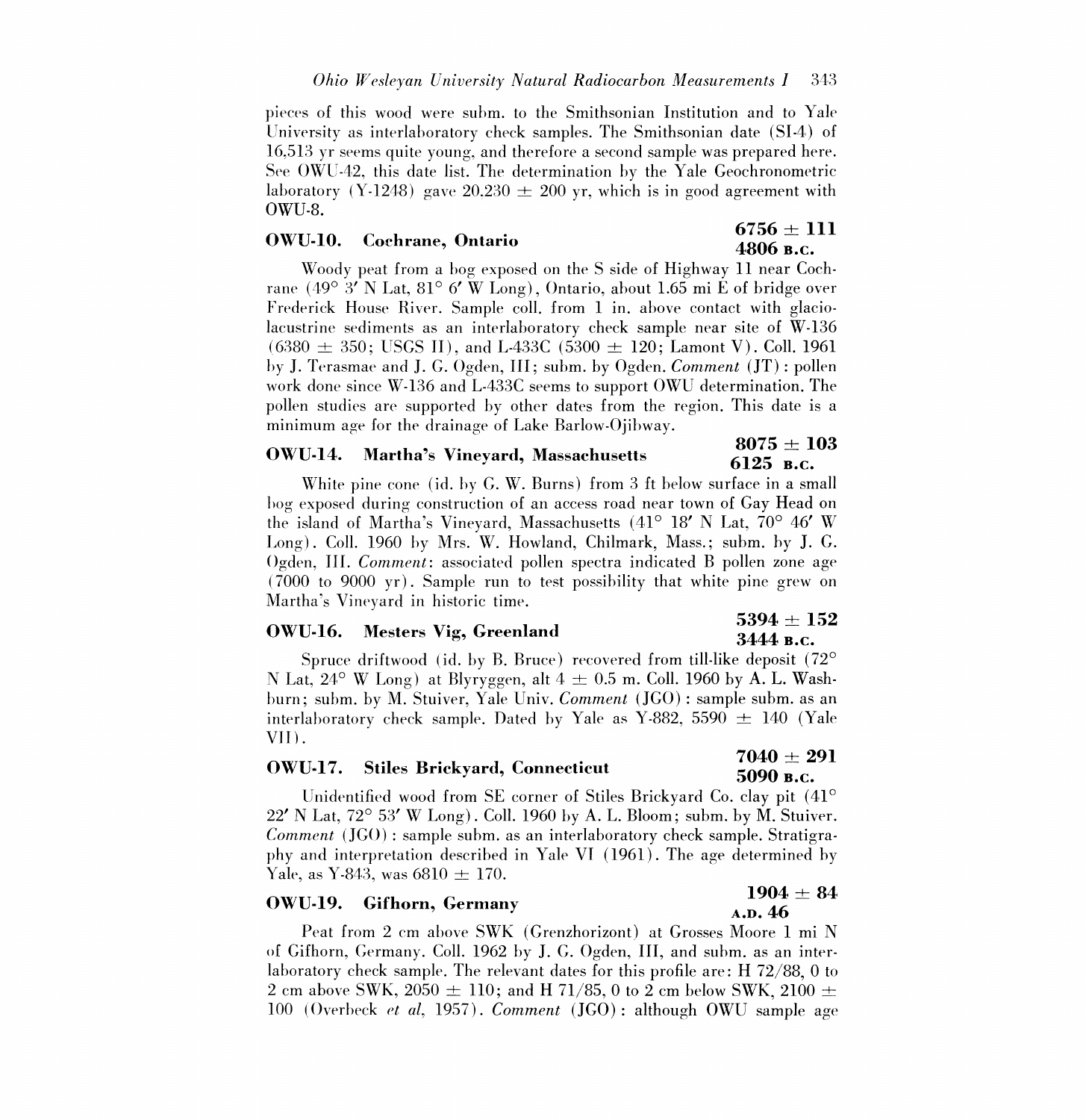pieces of this wood were subm. to the Smithsonian Institution and to Yale University as interlaboratory check samples. The Smithsonian date (SI-4) of 16,513 yr seems quite young, and therefore a second sample was prepared here. See OWU-42, this date list. The determination by the Yale Geochronometric laboratory (Y-1248) gave 20,230 ± 200 yr, which is in good agreement with OWU-8.

### OWU-10. Cochrane, Ontario — 6756 ± 111 — 4806 B.C.

Woody peat from a bog exposed on the S side of Highway 11 near Cochrane (49° 3′ N Lat, 81° 6′ W Long), Ontario, about 1.65 mi E of bridge over Frederick House River. Sample coll. from 1 in. above contact with glacio-lacustrine sediments as an interlaboratory check sample near site of W-136 (6380 ± 350; USGS II), and L-433C (5300 ± 120; Lamont V). Coll. 1961 by J. Terasmae and J. G. Ogden, III; subm. by Ogden. *Comment* (JT): pollen work done since W-136 and L-433C seems to support OWU determination. The pollen studies are supported by other dates from the region. This date is a minimum age for the drainage of Lake Barlow-Ojibway.

### OWU-14. Martha's Vineyard, Massachusetts — 8075 ± 103 — 6125 B.C.

White pine cone (id. by G. W. Burns) from 3 ft below surface in a small bog exposed during construction of an access road near town of Gay Head on the island of Martha's Vineyard, Massachusetts (41° 18′ N Lat, 70° 46′ W Long). Coll. 1960 by Mrs. W. Howland, Chilmark, Mass.; subm. by J. G. Ogden, III. *Comment*: associated pollen spectra indicated B pollen zone age (7000 to 9000 yr). Sample run to test possibility that white pine grew on Martha's Vineyard in historic time.

### OWU-16. Mesters Vig, Greenland — 5394 ± 152 — 3444 B.C.

Spruce driftwood (id. by B. Bruce) recovered from till-like deposit (72° N Lat, 24° W Long) at Blyryggen, alt 4 ± 0.5 m. Coll. 1960 by A. L. Washburn; subm. by M. Stuiver, Yale Univ. *Comment* (JGO): sample subm. as an interlaboratory check sample. Dated by Yale as Y-882, 5590 ± 140 (Yale VII).

### OWU-17. Stiles Brickyard, Connecticut — 7040 ± 291 — 5090 B.C.

Unidentified wood from SE corner of Stiles Brickyard Co. clay pit (41° 22′ N Lat, 72° 53′ W Long). Coll. 1960 by A. L. Bloom; subm. by M. Stuiver. *Comment* (JGO): sample subm. as an interlaboratory check sample. Stratigraphy and interpretation described in Yale VI (1961). The age determined by Yale, as Y-843, was 6810 ± 170.

### OWU-19. Gifhorn, Germany — 1904 ± 84 — A.D. 46

Peat from 2 cm above SWK (Grenzhorizont) at Grosses Moore 1 mi N of Gifhorn, Germany. Coll. 1962 by J. G. Ogden, III, and subm. as an interlaboratory check sample. The relevant dates for this profile are: H 72/88, 0 to 2 cm above SWK, 2050 ± 110; and H 71/85, 0 to 2 cm below SWK, 2100 ± 100 (Overbeck *et al*, 1957). *Comment* (JGO): although OWU sample age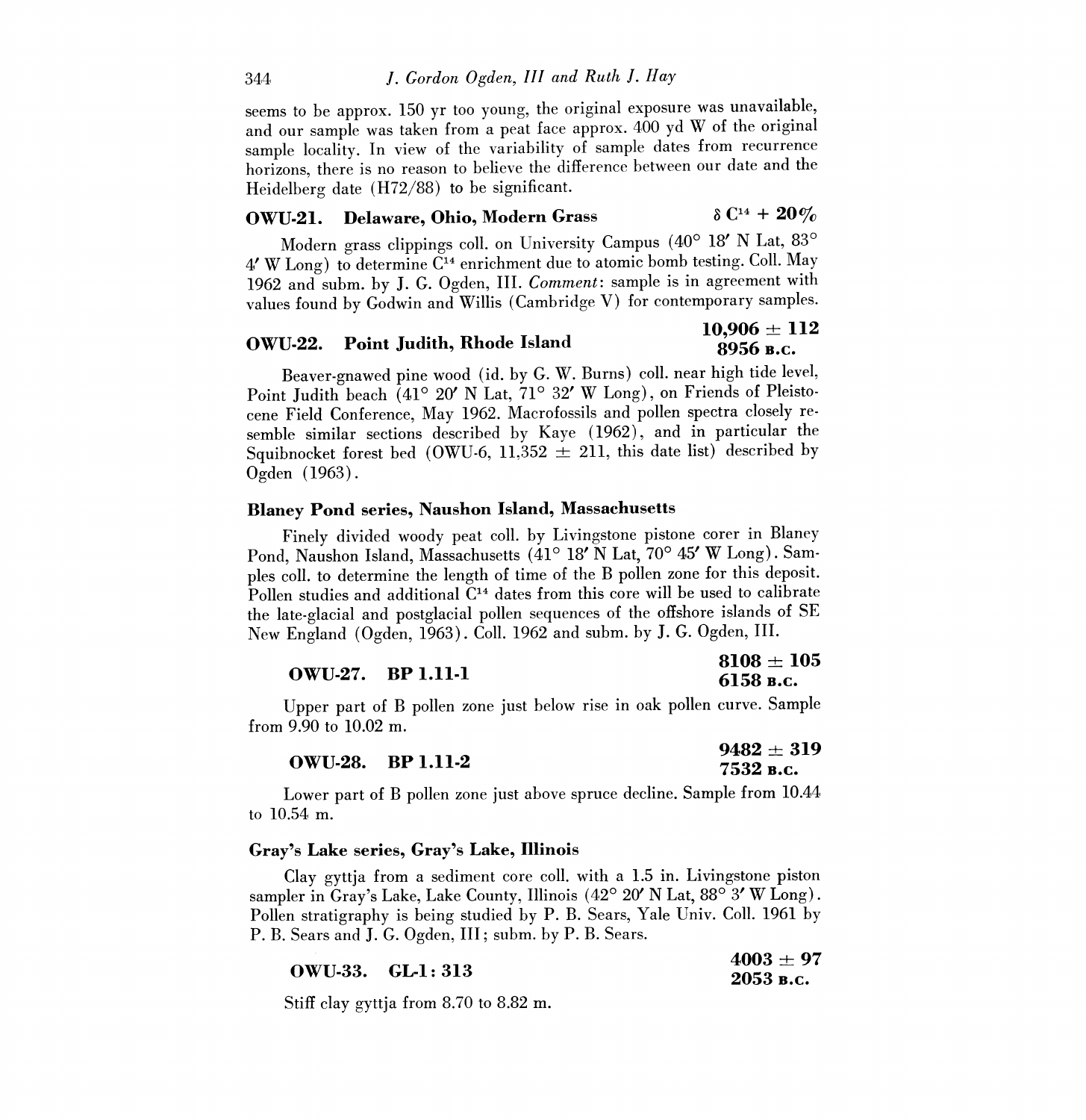seems to be approx. 150 yr too young, the original exposure was unavailable, and our sample was taken from a peat face approx. 400 yd W of the original sample locality. In view of the variability of sample dates from recurrence horizons, there is no reason to believe the difference between our date and the Heidelberg date (H72/88) to be significant.

### OWU-21. Delaware, Ohio, Modern Grass — $\delta C^{14}$ + 20%

Modern grass clippings coll. on University Campus (40° 18′ N Lat, 83° 4′ W Long) to determine $C^{14}$ enrichment due to atomic bomb testing. Coll. May 1962 and subm. by J. G. Ogden, III. *Comment*: sample is in agreement with values found by Godwin and Willis (Cambridge V) for contemporary samples.

### OWU-22. Point Judith, Rhode Island — 10,906 ± 112 / 8956 B.C.

Beaver-gnawed pine wood (id. by G. W. Burns) coll. near high tide level, Point Judith beach (41° 20′ N Lat, 71° 32′ W Long), on Friends of Pleistocene Field Conference, May 1962. Macrofossils and pollen spectra closely resemble similar sections described by Kaye (1962), and in particular the Squibnocket forest bed (OWU-6, 11,352 ± 211, this date list) described by Ogden (1963).

### Blaney Pond series, Naushon Island, Massachusetts

Finely divided woody peat coll. by Livingstone pistone corer in Blaney Pond, Naushon Island, Massachusetts (41° 18′ N Lat, 70° 45′ W Long). Samples coll. to determine the length of time of the B pollen zone for this deposit. Pollen studies and additional $C^{14}$ dates from this core will be used to calibrate the late-glacial and postglacial pollen sequences of the offshore islands of SE New England (Ogden, 1963). Coll. 1962 and subm. by J. G. Ogden, III.

#### OWU-27. BP 1.11-1 — 8108 ± 105 / 6158 B.C.

Upper part of B pollen zone just below rise in oak pollen curve. Sample from 9.90 to 10.02 m.

#### OWU-28. BP 1.11-2 — 9482 ± 319 / 7532 B.C.

Lower part of B pollen zone just above spruce decline. Sample from 10.44 to 10.54 m.

### Gray's Lake series, Gray's Lake, Illinois

Clay gyttja from a sediment core coll. with a 1.5 in. Livingstone piston sampler in Gray's Lake, Lake County, Illinois (42° 20′ N Lat, 88° 3′ W Long). Pollen stratigraphy is being studied by P. B. Sears, Yale Univ. Coll. 1961 by P. B. Sears and J. G. Ogden, III; subm. by P. B. Sears.

#### OWU-33. GL-1: 313 — 4003 ± 97 / 2053 B.C.

Stiff clay gyttja from 8.70 to 8.82 m.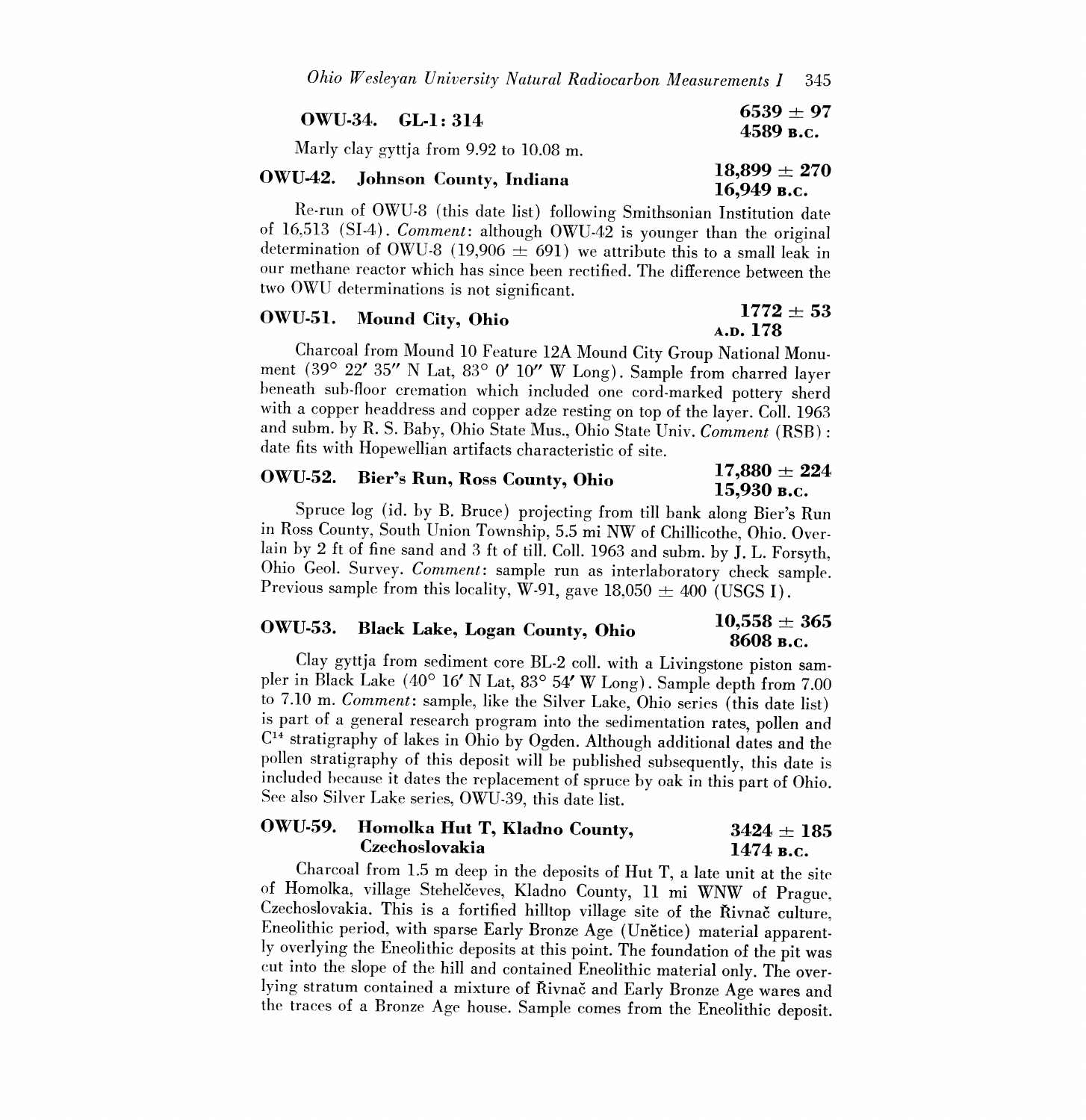**OWU-34. GL-1: 314** 6539 ± 97
**4589 B.C.**

Marly clay gyttja from 9.92 to 10.08 m.

**OWU-42. Johnson County, Indiana** 18,899 ± 270
**16,949 B.C.**

Re-run of OWU-8 (this date list) following Smithsonian Institution date of 16,513 (SI-4). *Comment*: although OWU-42 is younger than the original determination of OWU-8 (19,906 ± 691) we attribute this to a small leak in our methane reactor which has since been rectified. The difference between the two OWU determinations is not significant.

**OWU-51. Mound City, Ohio** 1772 ± 53
**A.D. 178**

Charcoal from Mound 10 Feature 12A Mound City Group National Monument (39° 22′ 35″ N Lat, 83° 0′ 10″ W Long). Sample from charred layer beneath sub-floor cremation which included one cord-marked pottery sherd with a copper headdress and copper adze resting on top of the layer. Coll. 1963 and subm. by R. S. Baby, Ohio State Mus., Ohio State Univ. *Comment* (RSB): date fits with Hopewellian artifacts characteristic of site.

**OWU-52. Bier's Run, Ross County, Ohio** 17,880 ± 224
**15,930 B.C.**

Spruce log (id. by B. Bruce) projecting from till bank along Bier's Run in Ross County, South Union Township, 5.5 mi NW of Chillicothe, Ohio. Overlain by 2 ft of fine sand and 3 ft of till. Coll. 1963 and subm. by J. L. Forsyth, Ohio Geol. Survey. *Comment*: sample run as interlaboratory check sample. Previous sample from this locality, W-91, gave 18,050 ± 400 (USGS I).

**OWU-53. Black Lake, Logan County, Ohio** 10,558 ± 365
**8608 B.C.**

Clay gyttja from sediment core BL-2 coll. with a Livingstone piston sampler in Black Lake (40° 16′ N Lat, 83° 54′ W Long). Sample depth from 7.00 to 7.10 m. *Comment*: sample, like the Silver Lake, Ohio series (this date list) is part of a general research program into the sedimentation rates, pollen and $C^{14}$ stratigraphy of lakes in Ohio by Ogden. Although additional dates and the pollen stratigraphy of this deposit will be published subsequently, this date is included because it dates the replacement of spruce by oak in this part of Ohio. See also Silver Lake series, OWU-39, this date list.

**OWU-59. Homolka Hut T, Kladno County, Czechoslovakia** 3424 ± 185
**1474 B.C.**

Charcoal from 1.5 m deep in the deposits of Hut T, a late unit at the site of Homolka, village Stehelčeves, Kladno County, 11 mi WNW of Prague, Czechoslovakia. This is a fortified hilltop village site of the Řivnač culture, Eneolithic period, with sparse Early Bronze Age (Únětice) material apparently overlying the Eneolithic deposits at this point. The foundation of the pit was cut into the slope of the hill and contained Eneolithic material only. The overlying stratum contained a mixture of Řivnač and Early Bronze Age wares and the traces of a Bronze Age house. Sample comes from the Eneolithic deposit.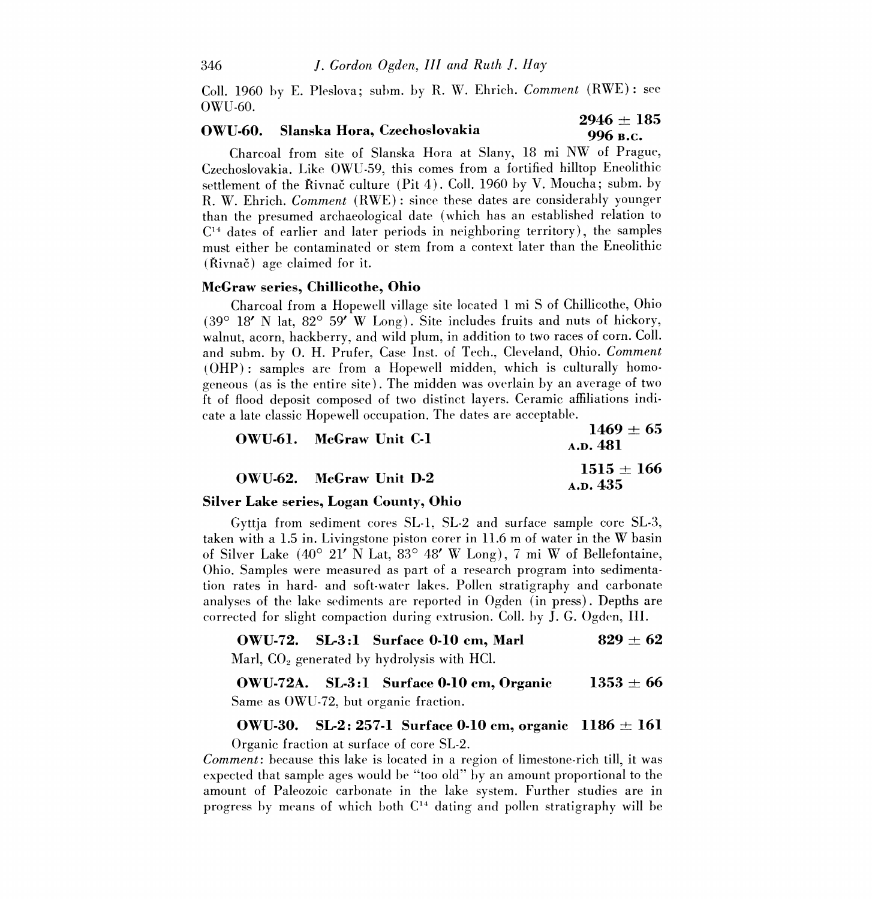Coll. 1960 by E. Pleslova; subm. by R. W. Ehrich. *Comment* (RWE): see OWU-60.

### OWU-60. Slanska Hora, Czechoslovakia

**2946 ± 185**
**996 B.C.**

Charcoal from site of Slanska Hora at Slany, 18 mi NW of Prague, Czechoslovakia. Like OWU-59, this comes from a fortified hilltop Eneolithic settlement of the Řivnač culture (Pit 4). Coll. 1960 by V. Moucha; subm. by R. W. Ehrich. *Comment* (RWE): since these dates are considerably younger than the presumed archaeological date (which has an established relation to $C^{14}$ dates of earlier and later periods in neighboring territory), the samples must either be contaminated or stem from a context later than the Eneolithic (Řivnač) age claimed for it.

### McGraw series, Chillicothe, Ohio

Charcoal from a Hopewell village site located 1 mi S of Chillicothe, Ohio (39° 18′ N lat, 82° 59′ W Long). Site includes fruits and nuts of hickory, walnut, acorn, hackberry, and wild plum, in addition to two races of corn. Coll. and subm. by O. H. Prufer, Case Inst. of Tech., Cleveland, Ohio. *Comment* (OHP): samples are from a Hopewell midden, which is culturally homogeneous (as is the entire site). The midden was overlain by an average of two ft of flood deposit composed of two distinct layers. Ceramic affiliations indicate a late classic Hopewell occupation. The dates are acceptable.

#### OWU-61. McGraw Unit C-1

**1469 ± 65**
**A.D. 481**

#### OWU-62. McGraw Unit D-2

**1515 ± 166**
**A.D. 435**

### Silver Lake series, Logan County, Ohio

Gyttja from sediment cores SL-1, SL-2 and surface sample core SL-3, taken with a 1.5 in. Livingstone piston corer in 11.6 m of water in the W basin of Silver Lake (40° 21′ N Lat, 83° 48′ W Long), 7 mi W of Bellefontaine, Ohio. Samples were measured as part of a research program into sedimentation rates in hard- and soft-water lakes. Pollen stratigraphy and carbonate analyses of the lake sediments are reported in Ogden (in press). Depths are corrected for slight compaction during extrusion. Coll. by J. G. Ogden, III.

#### OWU-72. SL-3:1 Surface 0-10 cm, Marl — 829 ± 62

Marl, $CO_2$ generated by hydrolysis with HCl.

#### OWU-72A. SL-3:1 Surface 0-10 cm, Organic — 1353 ± 66

Same as OWU-72, but organic fraction.

#### OWU-30. SL-2: 257-1 Surface 0-10 cm, organic — 1186 ± 161

Organic fraction at surface of core SL-2.

*Comment*: because this lake is located in a region of limestone-rich till, it was expected that sample ages would be "too old" by an amount proportional to the amount of Paleozoic carbonate in the lake system. Further studies are in progress by means of which both $C^{14}$ dating and pollen stratigraphy will be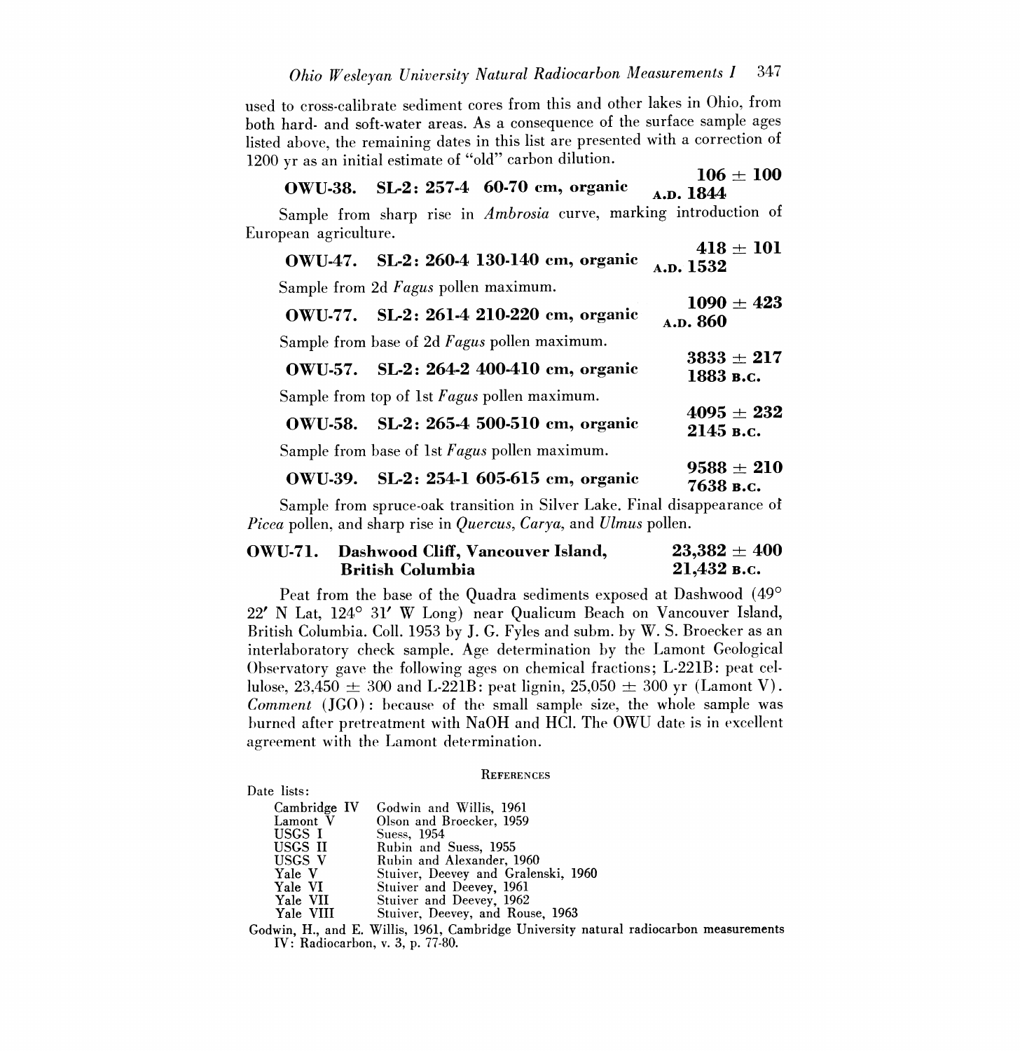used to cross-calibrate sediment cores from this and other lakes in Ohio, from both hard- and soft-water areas. As a consequence of the surface sample ages listed above, the remaining dates in this list are presented with a correction of 1200 yr as an initial estimate of "old" carbon dilution.

**OWU-38. SL-2: 257-4 60-70 cm, organic** **106 ± 100** **A.D. 1844**

Sample from sharp rise in *Ambrosia* curve, marking introduction of European agriculture.

**OWU-47. SL-2: 260-4 130-140 cm, organic** **418 ± 101** **A.D. 1532**

Sample from 2d *Fagus* pollen maximum.

**OWU-77. SL-2: 261-4 210-220 cm, organic** **1090 ± 423** **A.D. 860**

Sample from base of 2d *Fagus* pollen maximum.

**OWU-57. SL-2: 264-2 400-410 cm, organic** **3833 ± 217** **1883 B.C.**

Sample from top of 1st *Fagus* pollen maximum.

**OWU-58. SL-2: 265-4 500-510 cm, organic** **4095 ± 232** **2145 B.C.**

Sample from base of 1st *Fagus* pollen maximum.

**OWU-39. SL-2: 254-1 605-615 cm, organic** **9588 ± 210** **7638 B.C.**

Sample from spruce-oak transition in Silver Lake. Final disappearance of *Picea* pollen, and sharp rise in *Quercus*, *Carya*, and *Ulmus* pollen.

**OWU-71. Dashwood Cliff, Vancouver Island, British Columbia** **23,382 ± 400** **21,432 B.C.**

Peat from the base of the Quadra sediments exposed at Dashwood (49° 22′ N Lat, 124° 31′ W Long) near Qualicum Beach on Vancouver Island, British Columbia. Coll. 1953 by J. G. Fyles and subm. by W. S. Broecker as an interlaboratory check sample. Age determination by the Lamont Geological Observatory gave the following ages on chemical fractions; L-221B: peat cellulose, 23,450 ± 300 and L-221B: peat lignin, 25,050 ± 300 yr (Lamont V). *Comment* (JGO): because of the small sample size, the whole sample was burned after pretreatment with NaOH and HCl. The OWU date is in excellent agreement with the Lamont determination.

## References

Date lists:

| | |
|---|---|
| Cambridge IV | Godwin and Willis, 1961 |
| Lamont V | Olson and Broecker, 1959 |
| USGS I | Suess, 1954 |
| USGS II | Rubin and Suess, 1955 |
| USGS V | Rubin and Alexander, 1960 |
| Yale V | Stuiver, Deevey and Gralenski, 1960 |
| Yale VI | Stuiver and Deevey, 1961 |
| Yale VII | Stuiver and Deevey, 1962 |
| Yale VIII | Stuiver, Deevey, and Rouse, 1963 |

Godwin, H., and E. Willis, 1961, Cambridge University natural radiocarbon measurements IV: Radiocarbon, v. 3, p. 77-80.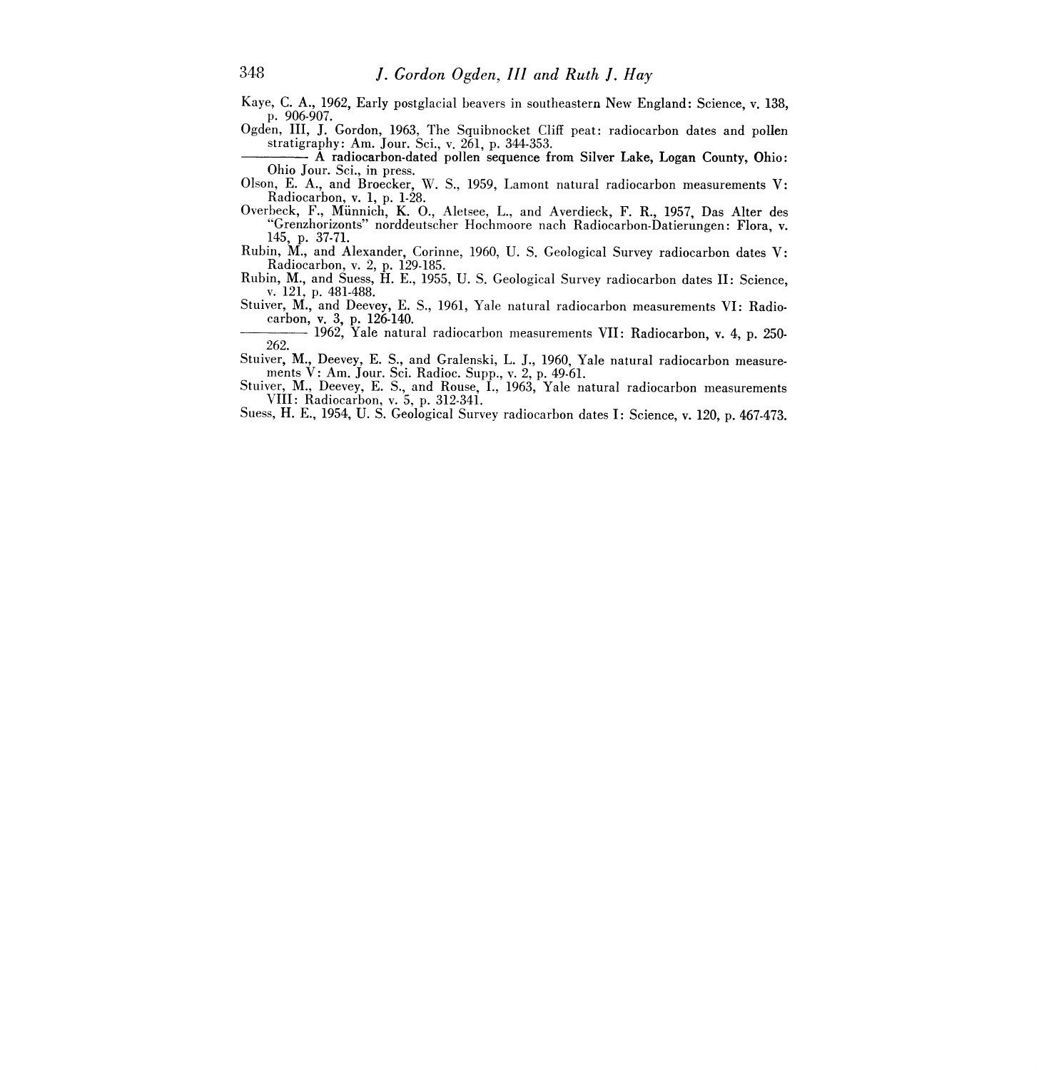Kaye, C. A., 1962, Early postglacial beavers in southeastern New England: Science, v. 138, p. 906-907.

Ogden, III, J. Gordon, 1963, The Squibnocket Cliff peat: radiocarbon dates and pollen stratigraphy: Am. Jour. Sci., v. 261, p. 344-353.

——— A radiocarbon-dated pollen sequence from Silver Lake, Logan County, Ohio: Ohio Jour. Sci., in press.

Olson, E. A., and Broecker, W. S., 1959, Lamont natural radiocarbon measurements V: Radiocarbon, v. 1, p. 1-28.

Overbeck, F., Münnich, K. O., Aletsee, L., and Averdieck, F. R., 1957, Das Alter des "Grenzhorizonts" norddeutscher Hochmoore nach Radiocarbon-Datierungen: Flora, v. 145, p. 37-71.

Rubin, M., and Alexander, Corinne, 1960, U. S. Geological Survey radiocarbon dates V: Radiocarbon, v. 2, p. 129-185.

Rubin, M., and Suess, H. E., 1955, U. S. Geological Survey radiocarbon dates II: Science, v. 121, p. 481-488.

Stuiver, M., and Deevey, E. S., 1961, Yale natural radiocarbon measurements VI: Radiocarbon, v. 3, p. 126-140.

——— 1962, Yale natural radiocarbon measurements VII: Radiocarbon, v. 4, p. 250-262.

Stuiver, M., Deevey, E. S., and Gralenski, L. J., 1960, Yale natural radiocarbon measurements V: Am. Jour. Sci. Radioc. Supp., v. 2, p. 49-61.

Stuiver, M., Deevey, E. S., and Rouse, I., 1963, Yale natural radiocarbon measurements VIII: Radiocarbon, v. 5, p. 312-341.

Suess, H. E., 1954, U. S. Geological Survey radiocarbon dates I: Science, v. 120, p. 467-473.